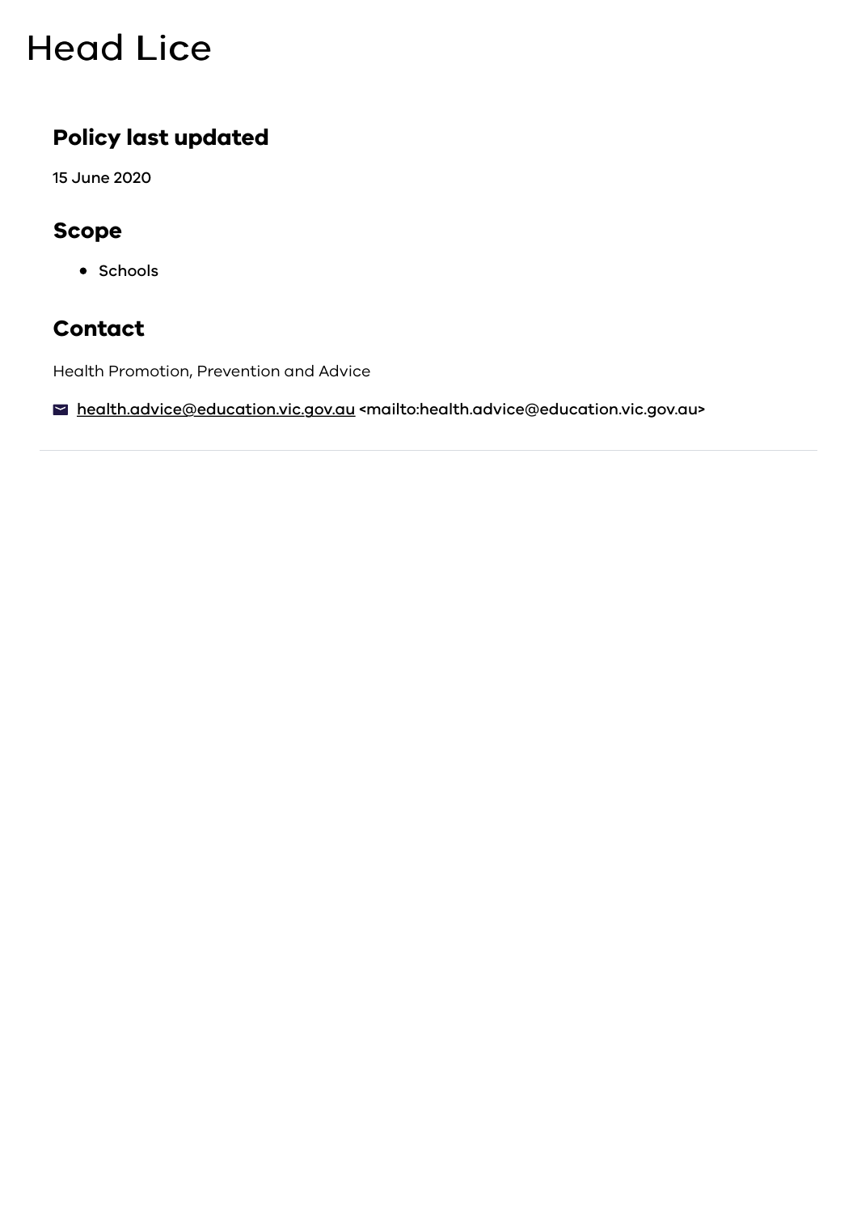# Head Lice

## Policy last updated

15 June 2020

## Scope

- Schools

## Contact

Health Promotion, Prevention and Advice

health.advice@education.vic.gov.au <mailto:health.advice@education.vic.gov.au>

---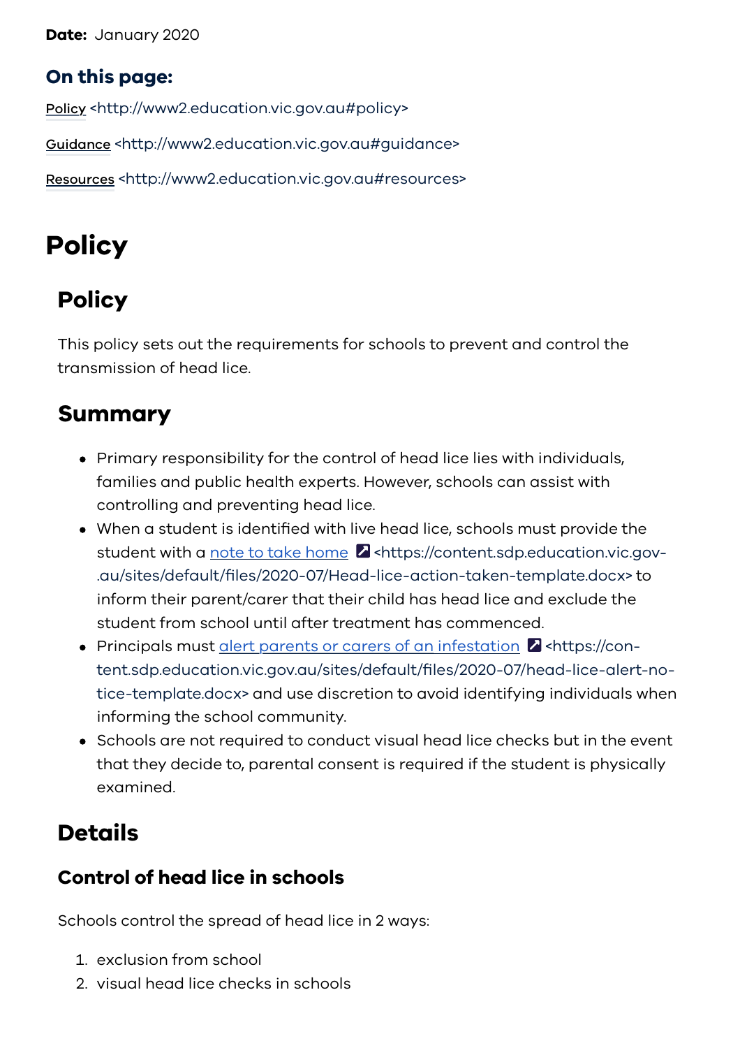**Date:** January 2020

## On this page:

Policy <http://www2.education.vic.gov.au#policy>

Guidance <http://www2.education.vic.gov.au#guidance>

Resources <http://www2.education.vic.gov.au#resources>

# Policy

## Policy

This policy sets out the requirements for schools to prevent and control the transmission of head lice.

## Summary

- Primary responsibility for the control of head lice lies with individuals, families and public health experts. However, schools can assist with controlling and preventing head lice.
- When a student is identified with live head lice, schools must provide the student with a note to take home <https://content.sdp.education.vic.gov.au/sites/default/files/2020-07/Head-lice-action-taken-template.docx> to inform their parent/carer that their child has head lice and exclude the student from school until after treatment has commenced.
- Principals must alert parents or carers of an infestation <https://content.sdp.education.vic.gov.au/sites/default/files/2020-07/head-lice-alert-notice-template.docx> and use discretion to avoid identifying individuals when informing the school community.
- Schools are not required to conduct visual head lice checks but in the event that they decide to, parental consent is required if the student is physically examined.

## Details

### Control of head lice in schools

Schools control the spread of head lice in 2 ways:

1. exclusion from school
2. visual head lice checks in schools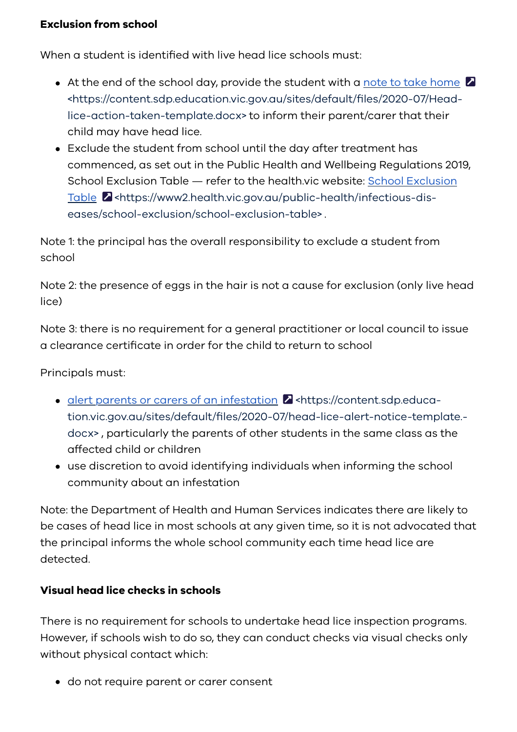**Exclusion from school**

When a student is identified with live head lice schools must:

- At the end of the school day, provide the student with a [note to take home](https://content.sdp.education.vic.gov.au/sites/default/files/2020-07/Head-lice-action-taken-template.docx) <https://content.sdp.education.vic.gov.au/sites/default/files/2020-07/Head-lice-action-taken-template.docx> to inform their parent/carer that their child may have head lice.
- Exclude the student from school until the day after treatment has commenced, as set out in the Public Health and Wellbeing Regulations 2019, School Exclusion Table — refer to the health.vic website: [School Exclusion Table](https://www2.health.vic.gov.au/public-health/infectious-diseases/school-exclusion/school-exclusion-table) <https://www2.health.vic.gov.au/public-health/infectious-diseases/school-exclusion/school-exclusion-table> .

Note 1: the principal has the overall responsibility to exclude a student from school

Note 2: the presence of eggs in the hair is not a cause for exclusion (only live head lice)

Note 3: there is no requirement for a general practitioner or local council to issue a clearance certificate in order for the child to return to school

Principals must:

- [alert parents or carers of an infestation](https://content.sdp.education.vic.gov.au/sites/default/files/2020-07/head-lice-alert-notice-template.docx) <https://content.sdp.education.vic.gov.au/sites/default/files/2020-07/head-lice-alert-notice-template.docx> , particularly the parents of other students in the same class as the affected child or children
- use discretion to avoid identifying individuals when informing the school community about an infestation

Note: the Department of Health and Human Services indicates there are likely to be cases of head lice in most schools at any given time, so it is not advocated that the principal informs the whole school community each time head lice are detected.

**Visual head lice checks in schools**

There is no requirement for schools to undertake head lice inspection programs. However, if schools wish to do so, they can conduct checks via visual checks only without physical contact which:

- do not require parent or carer consent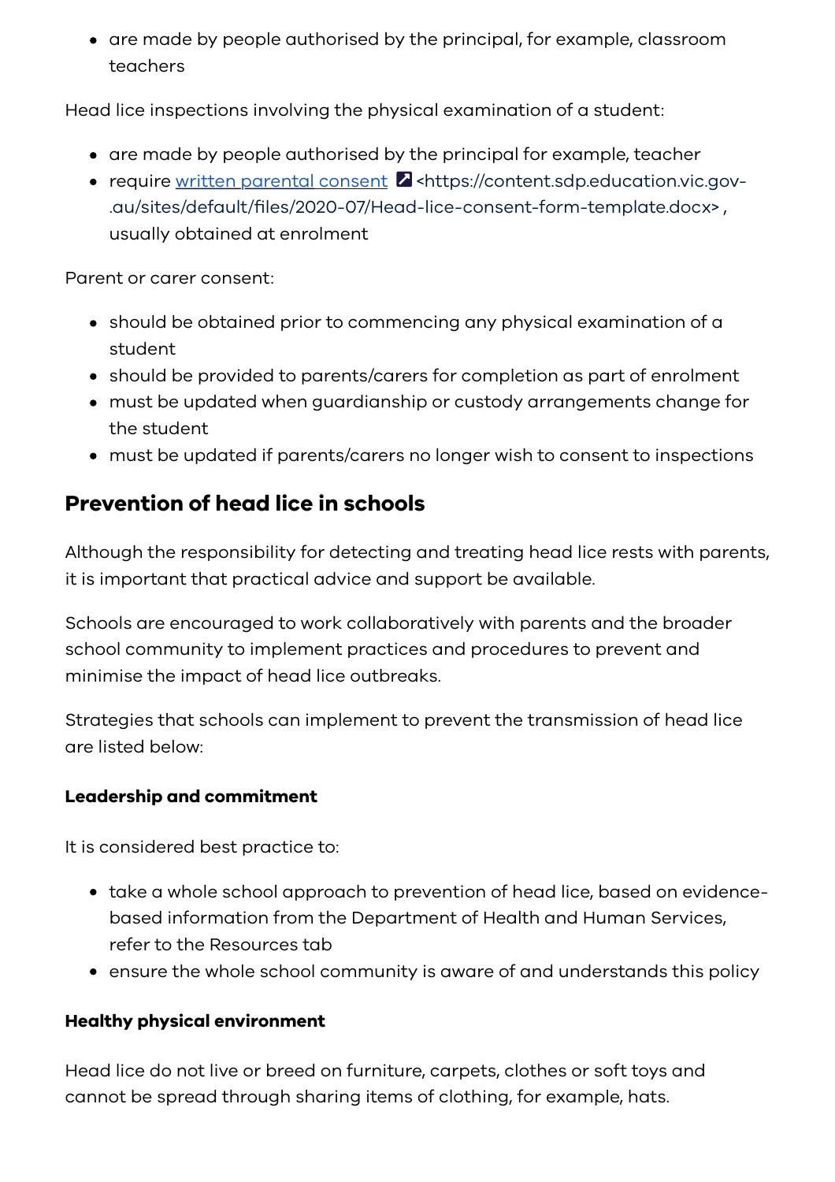- are made by people authorised by the principal, for example, classroom teachers

Head lice inspections involving the physical examination of a student:

- are made by people authorised by the principal for example, teacher
- require [written parental consent](https://content.sdp.education.vic.gov.au/sites/default/files/2020-07/Head-lice-consent-form-template.docx) <https://content.sdp.education.vic.gov-.au/sites/default/files/2020-07/Head-lice-consent-form-template.docx> , usually obtained at enrolment

Parent or carer consent:

- should be obtained prior to commencing any physical examination of a student
- should be provided to parents/carers for completion as part of enrolment
- must be updated when guardianship or custody arrangements change for the student
- must be updated if parents/carers no longer wish to consent to inspections

## Prevention of head lice in schools

Although the responsibility for detecting and treating head lice rests with parents, it is important that practical advice and support be available.

Schools are encouraged to work collaboratively with parents and the broader school community to implement practices and procedures to prevent and minimise the impact of head lice outbreaks.

Strategies that schools can implement to prevent the transmission of head lice are listed below:

#### Leadership and commitment

It is considered best practice to:

- take a whole school approach to prevention of head lice, based on evidence-based information from the Department of Health and Human Services, refer to the Resources tab
- ensure the whole school community is aware of and understands this policy

#### Healthy physical environment

Head lice do not live or breed on furniture, carpets, clothes or soft toys and cannot be spread through sharing items of clothing, for example, hats.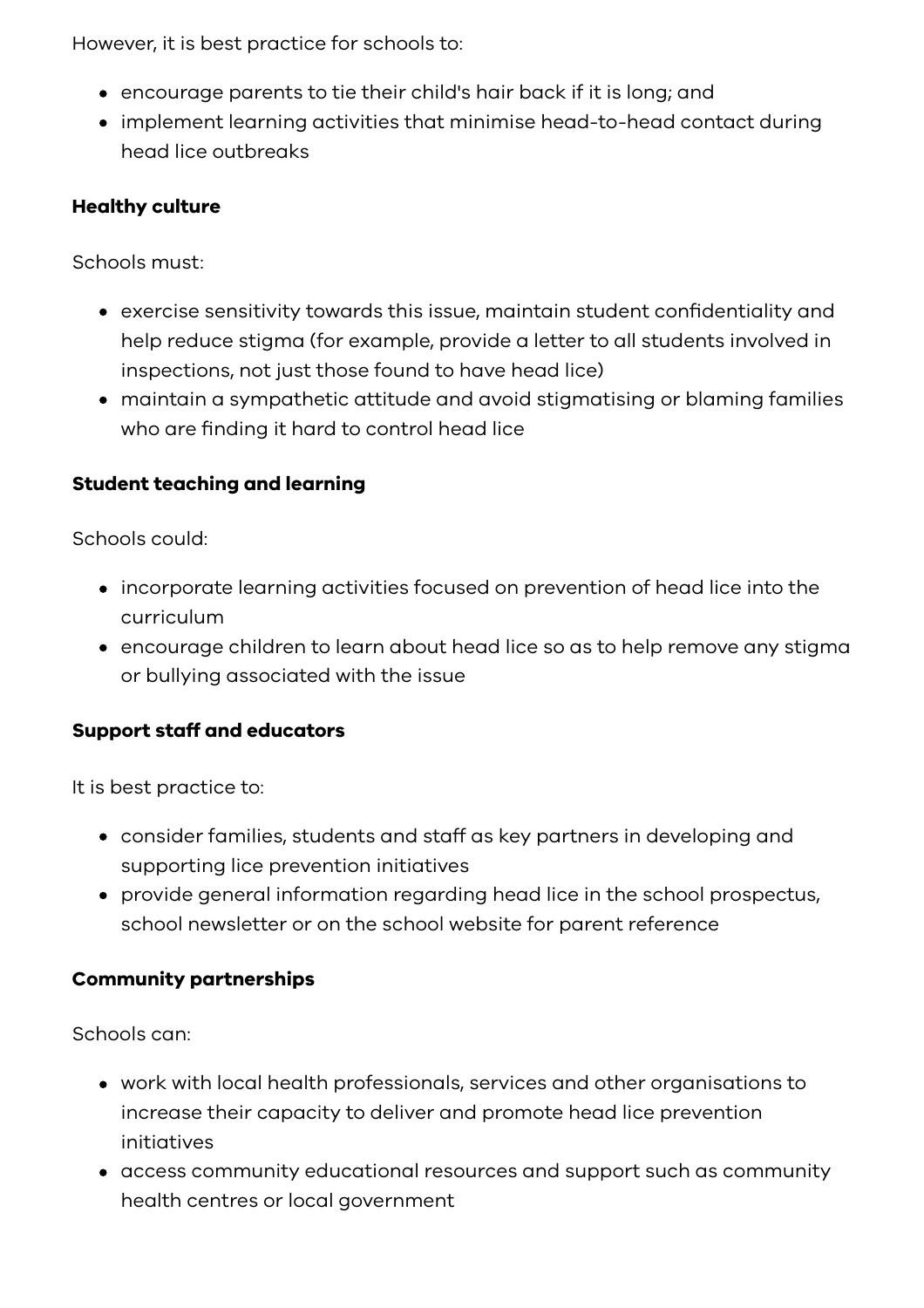However, it is best practice for schools to:

- encourage parents to tie their child's hair back if it is long; and
- implement learning activities that minimise head-to-head contact during head lice outbreaks

**Healthy culture**

Schools must:

- exercise sensitivity towards this issue, maintain student confidentiality and help reduce stigma (for example, provide a letter to all students involved in inspections, not just those found to have head lice)
- maintain a sympathetic attitude and avoid stigmatising or blaming families who are finding it hard to control head lice

**Student teaching and learning**

Schools could:

- incorporate learning activities focused on prevention of head lice into the curriculum
- encourage children to learn about head lice so as to help remove any stigma or bullying associated with the issue

**Support staff and educators**

It is best practice to:

- consider families, students and staff as key partners in developing and supporting lice prevention initiatives
- provide general information regarding head lice in the school prospectus, school newsletter or on the school website for parent reference

**Community partnerships**

Schools can:

- work with local health professionals, services and other organisations to increase their capacity to deliver and promote head lice prevention initiatives
- access community educational resources and support such as community health centres or local government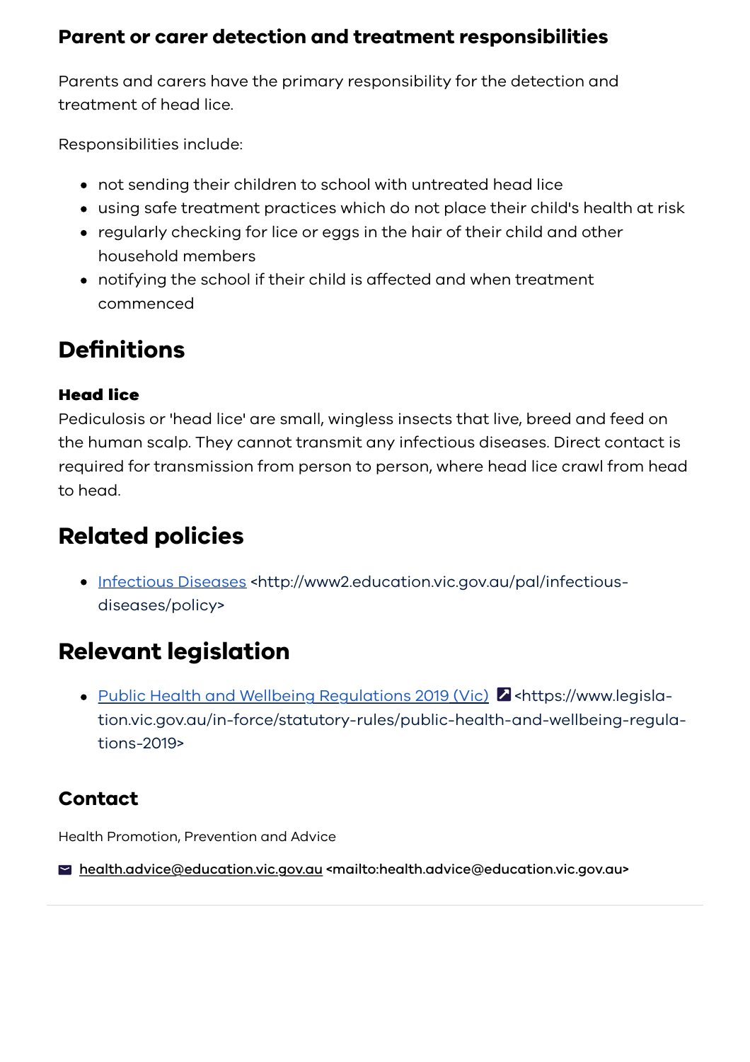### Parent or carer detection and treatment responsibilities

Parents and carers have the primary responsibility for the detection and treatment of head lice.

Responsibilities include:

- not sending their children to school with untreated head lice
- using safe treatment practices which do not place their child's health at risk
- regularly checking for lice or eggs in the hair of their child and other household members
- notifying the school if their child is affected and when treatment commenced

## Definitions

**Head lice**
Pediculosis or 'head lice' are small, wingless insects that live, breed and feed on the human scalp. They cannot transmit any infectious diseases. Direct contact is required for transmission from person to person, where head lice crawl from head to head.

## Related policies

- Infectious Diseases <http://www2.education.vic.gov.au/pal/infectious-diseases/policy>

## Relevant legislation

- Public Health and Wellbeing Regulations 2019 (Vic) <https://www.legislation.vic.gov.au/in-force/statutory-rules/public-health-and-wellbeing-regulations-2019>

### Contact

Health Promotion, Prevention and Advice

health.advice@education.vic.gov.au <mailto:health.advice@education.vic.gov.au>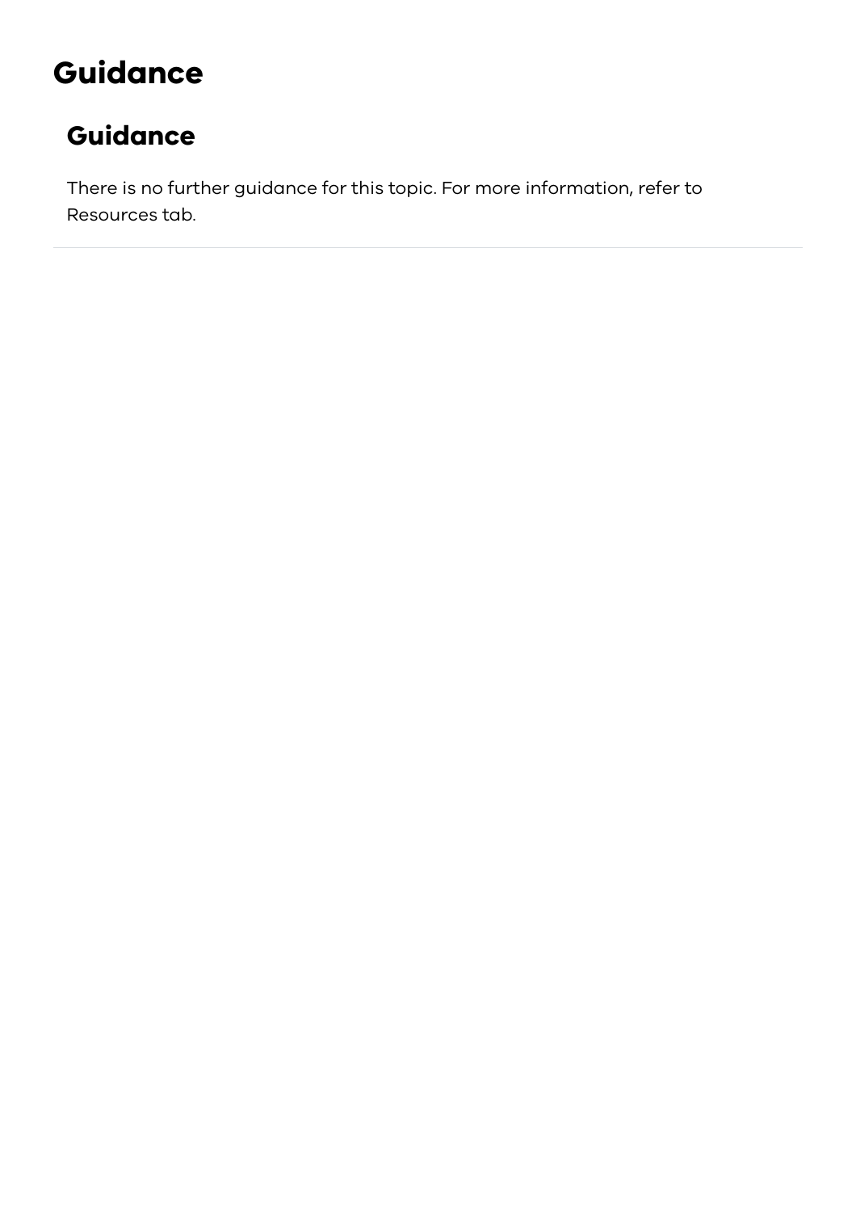# Guidance

## Guidance

There is no further guidance for this topic. For more information, refer to Resources tab.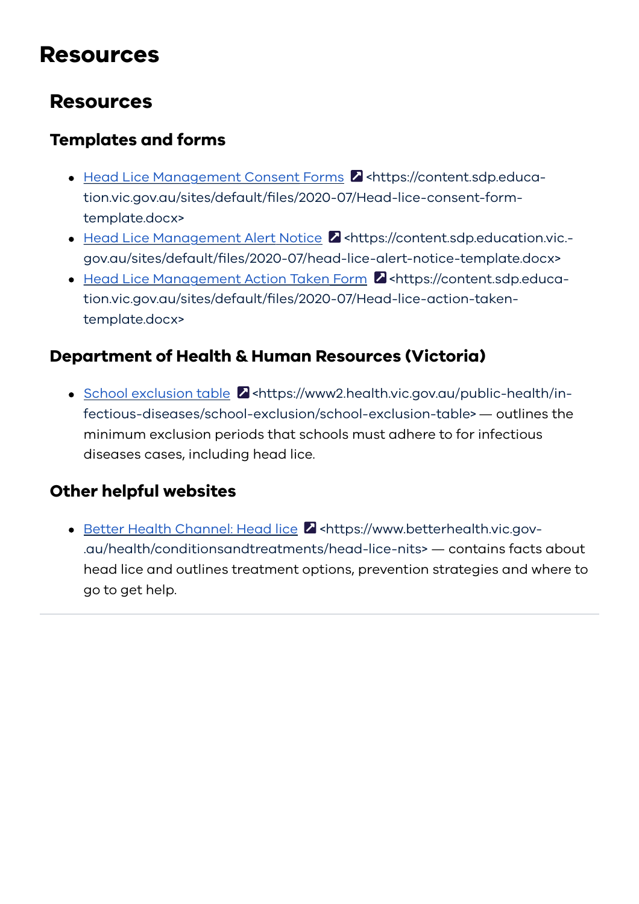# Resources

## Resources

### Templates and forms

- [Head Lice Management Consent Forms](https://content.sdp.education.vic.gov.au/sites/default/files/2020-07/Head-lice-consent-form-template.docx) <https://content.sdp.education.vic.gov.au/sites/default/files/2020-07/Head-lice-consent-form-template.docx>
- [Head Lice Management Alert Notice](https://content.sdp.education.vic.gov.au/sites/default/files/2020-07/head-lice-alert-notice-template.docx) <https://content.sdp.education.vic.gov.au/sites/default/files/2020-07/head-lice-alert-notice-template.docx>
- [Head Lice Management Action Taken Form](https://content.sdp.education.vic.gov.au/sites/default/files/2020-07/Head-lice-action-taken-template.docx) <https://content.sdp.education.vic.gov.au/sites/default/files/2020-07/Head-lice-action-taken-template.docx>

### Department of Health & Human Resources (Victoria)

- [School exclusion table](https://www2.health.vic.gov.au/public-health/infectious-diseases/school-exclusion/school-exclusion-table) <https://www2.health.vic.gov.au/public-health/infectious-diseases/school-exclusion/school-exclusion-table> — outlines the minimum exclusion periods that schools must adhere to for infectious diseases cases, including head lice.

### Other helpful websites

- [Better Health Channel: Head lice](https://www.betterhealth.vic.gov.au/health/conditionsandtreatments/head-lice-nits) <https://www.betterhealth.vic.gov.au/health/conditionsandtreatments/head-lice-nits> — contains facts about head lice and outlines treatment options, prevention strategies and where to go to get help.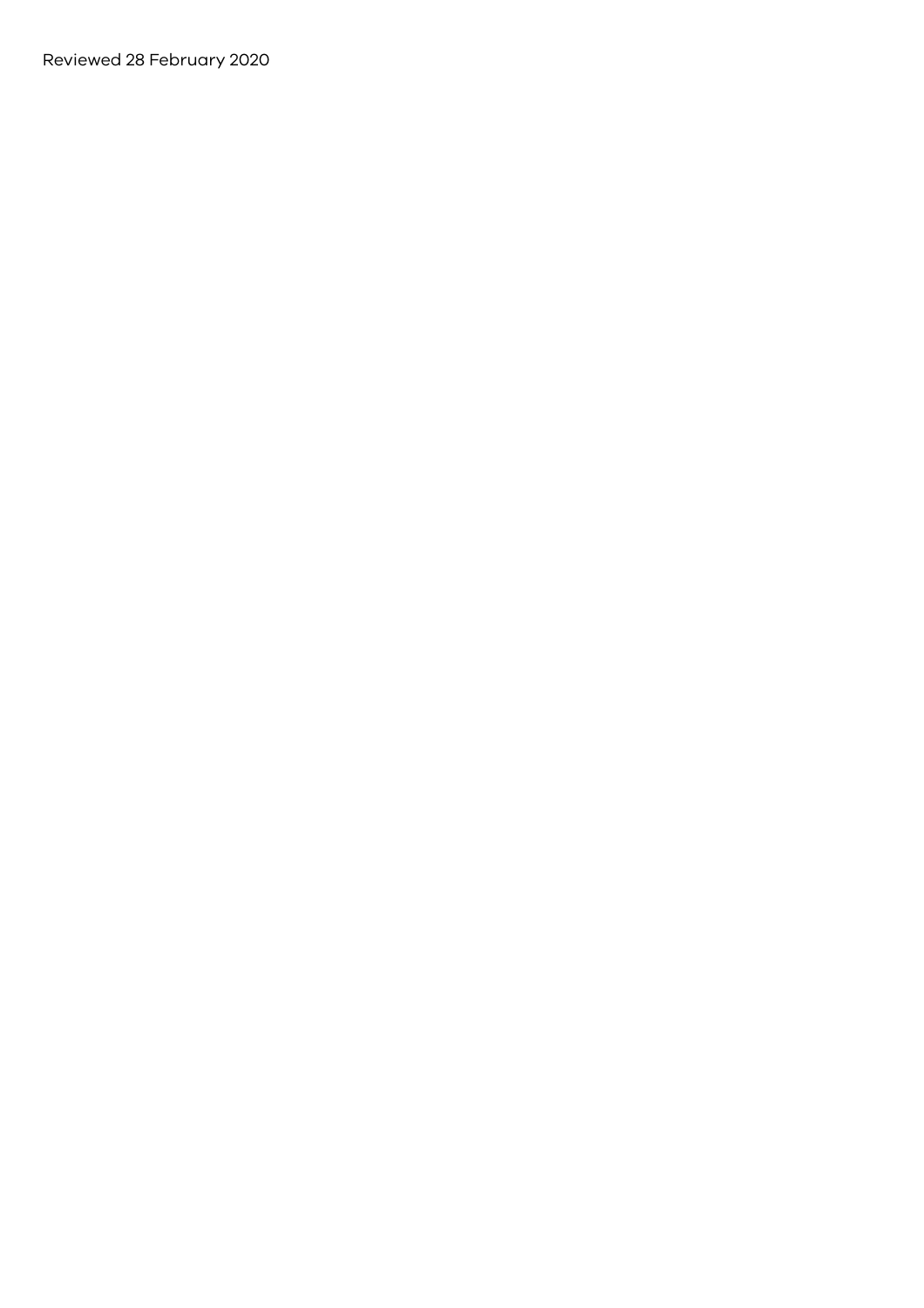Reviewed 28 February 2020